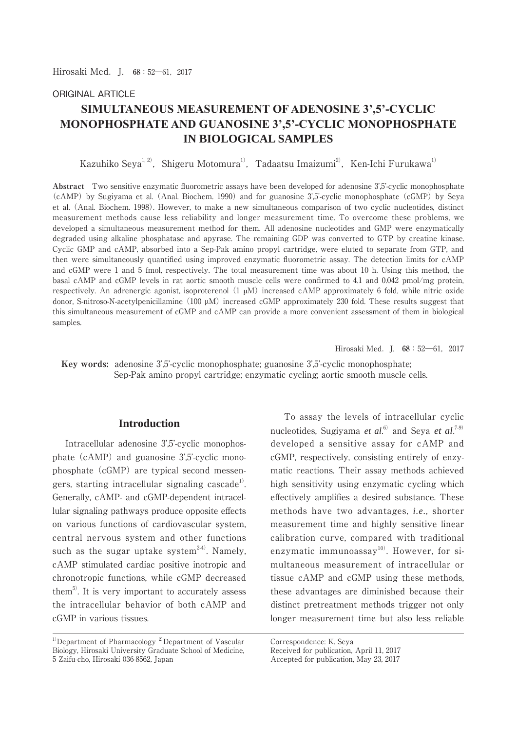ORIGINAL ARTICLE

# SIMULTANEOUS MEASUREMENT OF ADENOSINE 3',5'-CYCLIC MONOPHOSPHATE AND GUANOSINE 3',5'-CYCLIC MONOPHOSPHATE IN BIOLOGICAL SAMPLES

Kazuhiko Seya[1, 2], Shigeru Motomura[1], Tadaatsu Imaizumi[2], Ken-Ichi Furukawa[1]

**Abstract** Two sensitive enzymatic fluorometric assays have been developed for adenosine 3',5'-cyclic monophosphate (cAMP) by Sugiyama et al. (Anal. Biochem. 1990) and for guanosine 3',5'-cyclic monophosphate (cGMP) by Seya et al. (Anal. Biochem. 1998). However, to make a new simultaneous comparison of two cyclic nucleotides, distinct measurement methods cause less reliability and longer measurement time. To overcome these problems, we developed a simultaneous measurement method for them. All adenosine nucleotides and GMP were enzymatically degraded using alkaline phosphatase and apyrase. The remaining GDP was converted to GTP by creatine kinase. Cyclic GMP and cAMP, absorbed into a Sep-Pak amino propyl cartridge, were eluted to separate from GTP, and then were simultaneously quantified using improved enzymatic fluorometric assay. The detection limits for cAMP and cGMP were 1 and 5 fmol, respectively. The total measurement time was about 10 h. Using this method, the basal cAMP and cGMP levels in rat aortic smooth muscle cells were confirmed to 4.1 and 0.042 pmol/mg protein, respectively. An adrenergic agonist, isoproterenol (1 μM) increased cAMP approximately 6 fold, while nitric oxide donor, S-nitroso-N-acetylpenicillamine (100 μM) increased cGMP approximately 230 fold. These results suggest that this simultaneous measurement of cGMP and cAMP can provide a more convenient assessment of them in biological samples.

**Key words:** adenosine 3',5'-cyclic monophosphate; guanosine 3',5'-cyclic monophosphate; Sep-Pak amino propyl cartridge; enzymatic cycling; aortic smooth muscle cells.

## Introduction

Intracellular adenosine 3',5'-cyclic monophosphate (cAMP) and guanosine 3',5'-cyclic monophosphate (cGMP) are typical second messengers, starting intracellular signaling cascade[1]. Generally, cAMP- and cGMP-dependent intracellular signaling pathways produce opposite effects on various functions of cardiovascular system, central nervous system and other functions such as the sugar uptake system[2-4]. Namely, cAMP stimulated cardiac positive inotropic and chronotropic functions, while cGMP decreased them[5]. It is very important to accurately assess the intracellular behavior of both cAMP and cGMP in various tissues.

To assay the levels of intracellular cyclic nucleotides, Sugiyama *et al.*[6] and Seya *et al.*[7-9] developed a sensitive assay for cAMP and cGMP, respectively, consisting entirely of enzymatic reactions. Their assay methods achieved high sensitivity using enzymatic cycling which effectively amplifies a desired substance. These methods have two advantages, *i.e.*, shorter measurement time and highly sensitive linear calibration curve, compared with traditional enzymatic immunoassay[10]. However, for simultaneous measurement of intracellular or tissue cAMP and cGMP using these methods, these advantages are diminished because their distinct pretreatment methods trigger not only longer measurement time but also less reliable

[1]Department of Pharmacology [2]Department of Vascular Biology, Hirosaki University Graduate School of Medicine, 5 Zaifu-cho, Hirosaki 036-8562, Japan

Correspondence: K. Seya
Received for publication, April 11, 2017
Accepted for publication, May 23, 2017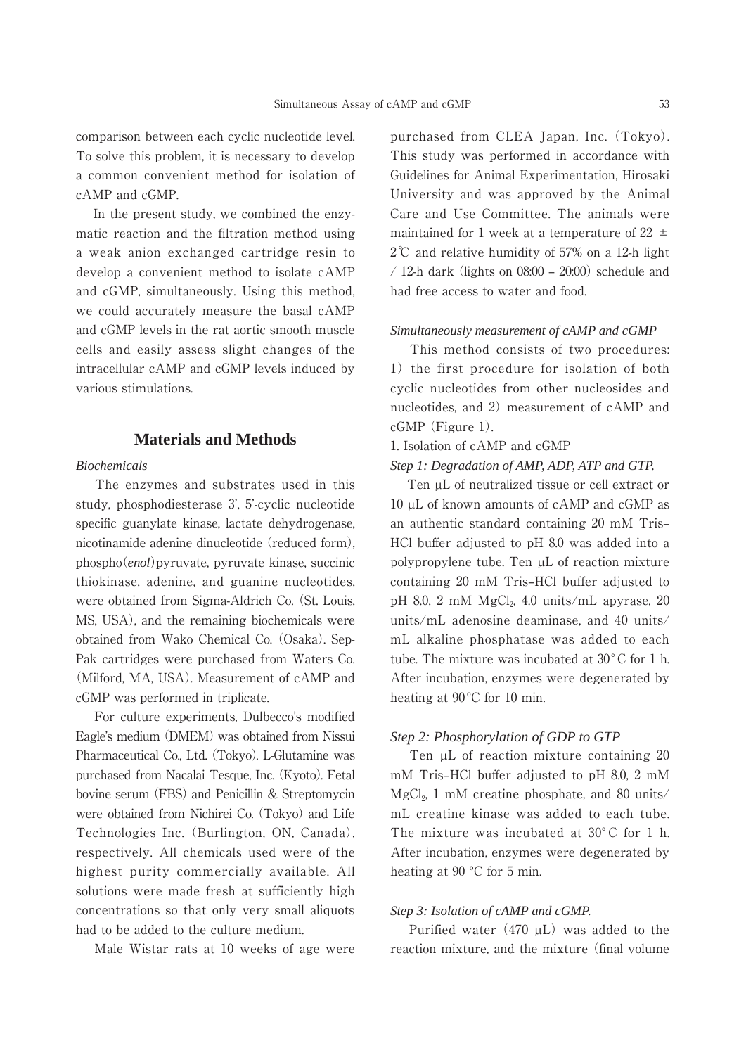comparison between each cyclic nucleotide level. To solve this problem, it is necessary to develop a common convenient method for isolation of cAMP and cGMP.

In the present study, we combined the enzymatic reaction and the filtration method using a weak anion exchanged cartridge resin to develop a convenient method to isolate cAMP and cGMP, simultaneously. Using this method, we could accurately measure the basal cAMP and cGMP levels in the rat aortic smooth muscle cells and easily assess slight changes of the intracellular cAMP and cGMP levels induced by various stimulations.

## Materials and Methods

### *Biochemicals*

The enzymes and substrates used in this study, phosphodiesterase 3', 5'-cyclic nucleotide specific guanylate kinase, lactate dehydrogenase, nicotinamide adenine dinucleotide (reduced form), phospho(*enol*)pyruvate, pyruvate kinase, succinic thiokinase, adenine, and guanine nucleotides, were obtained from Sigma-Aldrich Co. (St. Louis, MS, USA), and the remaining biochemicals were obtained from Wako Chemical Co. (Osaka). Sep-Pak cartridges were purchased from Waters Co. (Milford, MA, USA). Measurement of cAMP and cGMP was performed in triplicate.

For culture experiments, Dulbecco's modified Eagle's medium (DMEM) was obtained from Nissui Pharmaceutical Co., Ltd. (Tokyo). L-Glutamine was purchased from Nacalai Tesque, Inc. (Kyoto). Fetal bovine serum (FBS) and Penicillin & Streptomycin were obtained from Nichirei Co. (Tokyo) and Life Technologies Inc. (Burlington, ON, Canada), respectively. All chemicals used were of the highest purity commercially available. All solutions were made fresh at sufficiently high concentrations so that only very small aliquots had to be added to the culture medium.

Male Wistar rats at 10 weeks of age were purchased from CLEA Japan, Inc. (Tokyo). This study was performed in accordance with Guidelines for Animal Experimentation, Hirosaki University and was approved by the Animal Care and Use Committee. The animals were maintained for 1 week at a temperature of 22 ± 2℃ and relative humidity of 57% on a 12-h light / 12-h dark (lights on 08:00 – 20:00) schedule and had free access to water and food.

### *Simultaneously measurement of cAMP and cGMP*

This method consists of two procedures: 1) the first procedure for isolation of both cyclic nucleotides from other nucleosides and nucleotides, and 2) measurement of cAMP and cGMP (Figure 1).

1. Isolation of cAMP and cGMP

*Step 1: Degradation of AMP, ADP, ATP and GTP.*

Ten μL of neutralized tissue or cell extract or 10 μL of known amounts of cAMP and cGMP as an authentic standard containing 20 mM Tris–HCl buffer adjusted to pH 8.0 was added into a polypropylene tube. Ten μL of reaction mixture containing 20 mM Tris–HCl buffer adjusted to pH 8.0, 2 mM $MgCl_2$, 4.0 units/mL apyrase, 20 units/mL adenosine deaminase, and 40 units/mL alkaline phosphatase was added to each tube. The mixture was incubated at 30°C for 1 h. After incubation, enzymes were degenerated by heating at 90℃ for 10 min.

*Step 2: Phosphorylation of GDP to GTP*

Ten μL of reaction mixture containing 20 mM Tris–HCl buffer adjusted to pH 8.0, 2 mM $MgCl_2$, 1 mM creatine phosphate, and 80 units/mL creatine kinase was added to each tube. The mixture was incubated at 30°C for 1 h. After incubation, enzymes were degenerated by heating at 90 ℃ for 5 min.

*Step 3: Isolation of cAMP and cGMP.*

Purified water (470 μL) was added to the reaction mixture, and the mixture (final volume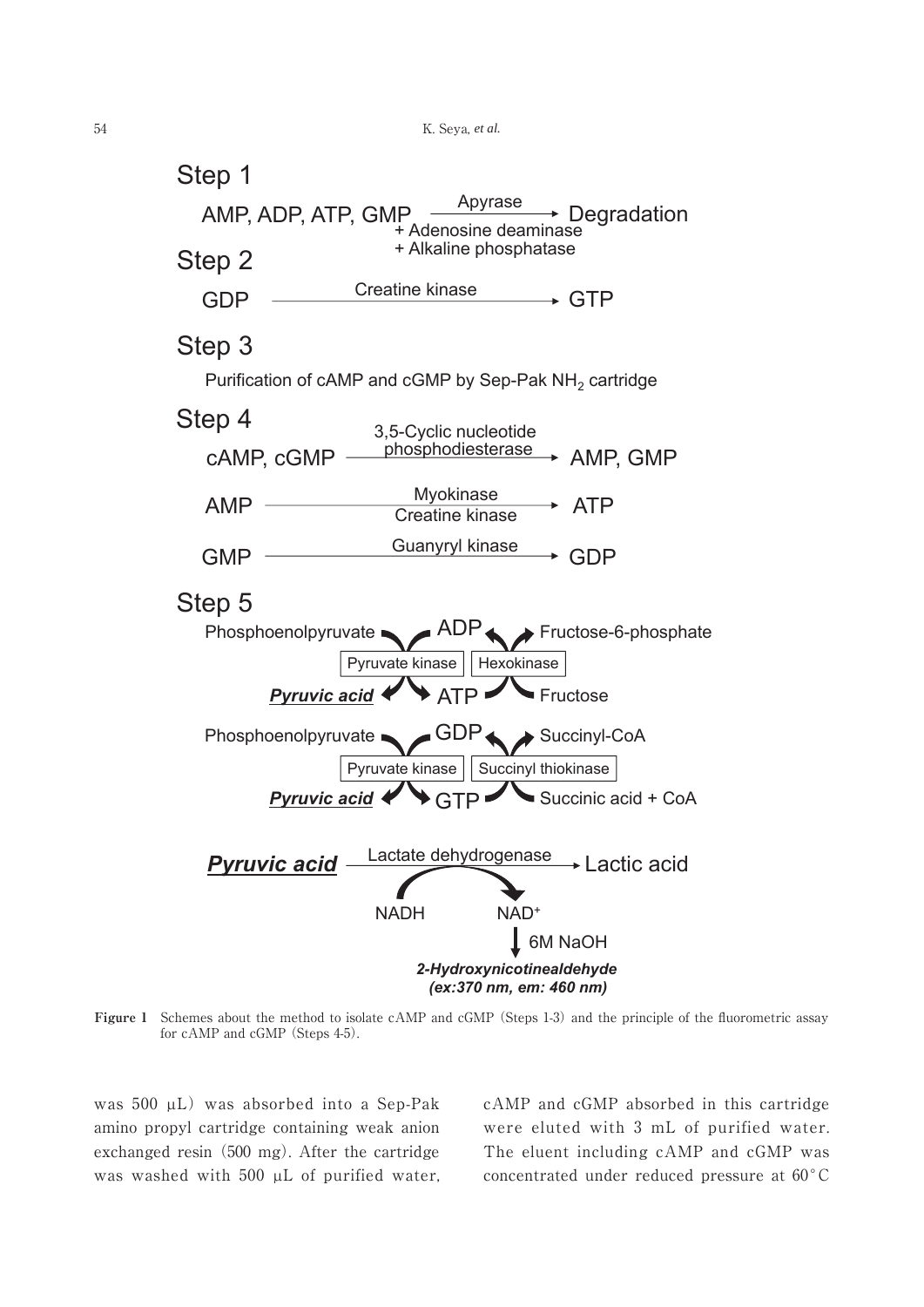## Step 1

AMP, ADP, ATP, GMP → Degradation (Apyrase + Adenosine deaminase + Alkaline phosphatase)

## Step 2

GDP → GTP (Creatine kinase)

## Step 3

Purification of cAMP and cGMP by Sep-Pak $NH_2$ cartridge

## Step 4

cAMP, cGMP → AMP, GMP (3,5-Cyclic nucleotide phosphodiesterase)

AMP → ATP (Myokinase, Creatine kinase)

GMP → GDP (Guanyryl kinase)

## Step 5

Phosphoenolpyruvate + ADP → ***Pyruvic acid*** + ATP (Pyruvate kinase)

ATP + Fructose → ADP + Fructose-6-phosphate (Hexokinase)

Phosphoenolpyruvate + GDP → ***Pyruvic acid*** + GTP (Pyruvate kinase)

GTP + Succinic acid + CoA → GDP + Succinyl-CoA (Succinyl thiokinase)

***Pyruvic acid*** → Lactic acid (Lactate dehydrogenase; NADH → $NAD^+$)

$NAD^+$ → (6M NaOH) ***2-Hydroxynicotinealdehyde (ex:370 nm, em: 460 nm)***

**Figure 1** Schemes about the method to isolate cAMP and cGMP (Steps 1-3) and the principle of the fluorometric assay for cAMP and cGMP (Steps 4-5).

was 500 μL) was absorbed into a Sep-Pak amino propyl cartridge containing weak anion exchanged resin (500 mg). After the cartridge was washed with 500 μL of purified water, cAMP and cGMP absorbed in this cartridge were eluted with 3 mL of purified water. The eluent including cAMP and cGMP was concentrated under reduced pressure at 60°C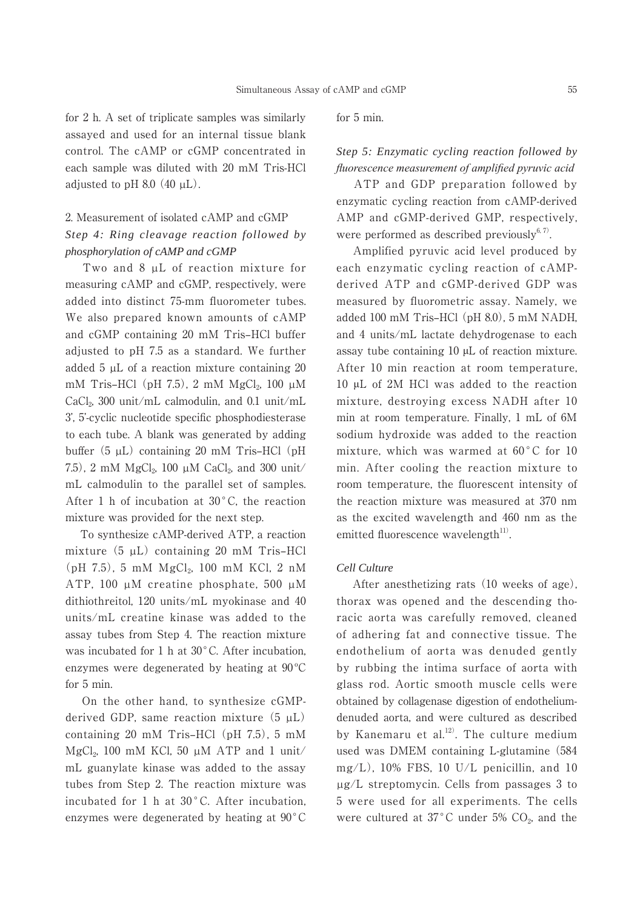for 2 h. A set of triplicate samples was similarly assayed and used for an internal tissue blank control. The cAMP or cGMP concentrated in each sample was diluted with 20 mM Tris-HCl adjusted to pH 8.0 (40 μL).

## 2. Measurement of isolated cAMP and cGMP

### *Step 4: Ring cleavage reaction followed by phosphorylation of cAMP and cGMP*

Two and 8 μL of reaction mixture for measuring cAMP and cGMP, respectively, were added into distinct 75-mm fluorometer tubes. We also prepared known amounts of cAMP and cGMP containing 20 mM Tris–HCl buffer adjusted to pH 7.5 as a standard. We further added 5 μL of a reaction mixture containing 20 mM Tris–HCl (pH 7.5), 2 mM $MgCl_2$, 100 μM $CaCl_2$, 300 unit/mL calmodulin, and 0.1 unit/mL 3', 5'-cyclic nucleotide specific phosphodiesterase to each tube. A blank was generated by adding buffer (5 μL) containing 20 mM Tris–HCl (pH 7.5), 2 mM $MgCl_2$, 100 μM $CaCl_2$, and 300 unit/mL calmodulin to the parallel set of samples. After 1 h of incubation at 30°C, the reaction mixture was provided for the next step.

To synthesize cAMP-derived ATP, a reaction mixture (5 μL) containing 20 mM Tris–HCl (pH 7.5), 5 mM $MgCl_2$, 100 mM KCl, 2 nM ATP, 100 μM creatine phosphate, 500 μM dithiothreitol, 120 units/mL myokinase and 40 units/mL creatine kinase was added to the assay tubes from Step 4. The reaction mixture was incubated for 1 h at 30°C. After incubation, enzymes were degenerated by heating at 90°C for 5 min.

On the other hand, to synthesize cGMP-derived GDP, same reaction mixture (5 μL) containing 20 mM Tris–HCl (pH 7.5), 5 mM $MgCl_2$, 100 mM KCl, 50 μM ATP and 1 unit/mL guanylate kinase was added to the assay tubes from Step 2. The reaction mixture was incubated for 1 h at 30°C. After incubation, enzymes were degenerated by heating at 90°C for 5 min.

### *Step 5: Enzymatic cycling reaction followed by fluorescence measurement of amplified pyruvic acid*

ATP and GDP preparation followed by enzymatic cycling reaction from cAMP-derived AMP and cGMP-derived GMP, respectively, were performed as described previously[6, 7].

Amplified pyruvic acid level produced by each enzymatic cycling reaction of cAMP-derived ATP and cGMP-derived GDP was measured by fluorometric assay. Namely, we added 100 mM Tris–HCl (pH 8.0), 5 mM NADH, and 4 units/mL lactate dehydrogenase to each assay tube containing 10 μL of reaction mixture. After 10 min reaction at room temperature, 10 μL of 2M HCl was added to the reaction mixture, destroying excess NADH after 10 min at room temperature. Finally, 1 mL of 6M sodium hydroxide was added to the reaction mixture, which was warmed at 60°C for 10 min. After cooling the reaction mixture to room temperature, the fluorescent intensity of the reaction mixture was measured at 370 nm as the excited wavelength and 460 nm as the emitted fluorescence wavelength[11].

### *Cell Culture*

After anesthetizing rats (10 weeks of age), thorax was opened and the descending thoracic aorta was carefully removed, cleaned of adhering fat and connective tissue. The endothelium of aorta was denuded gently by rubbing the intima surface of aorta with glass rod. Aortic smooth muscle cells were obtained by collagenase digestion of endothelium-denuded aorta, and were cultured as described by Kanemaru et al.[12]. The culture medium used was DMEM containing L-glutamine (584 mg/L), 10% FBS, 10 U/L penicillin, and 10 μg/L streptomycin. Cells from passages 3 to 5 were used for all experiments. The cells were cultured at 37°C under 5% $CO_2$, and the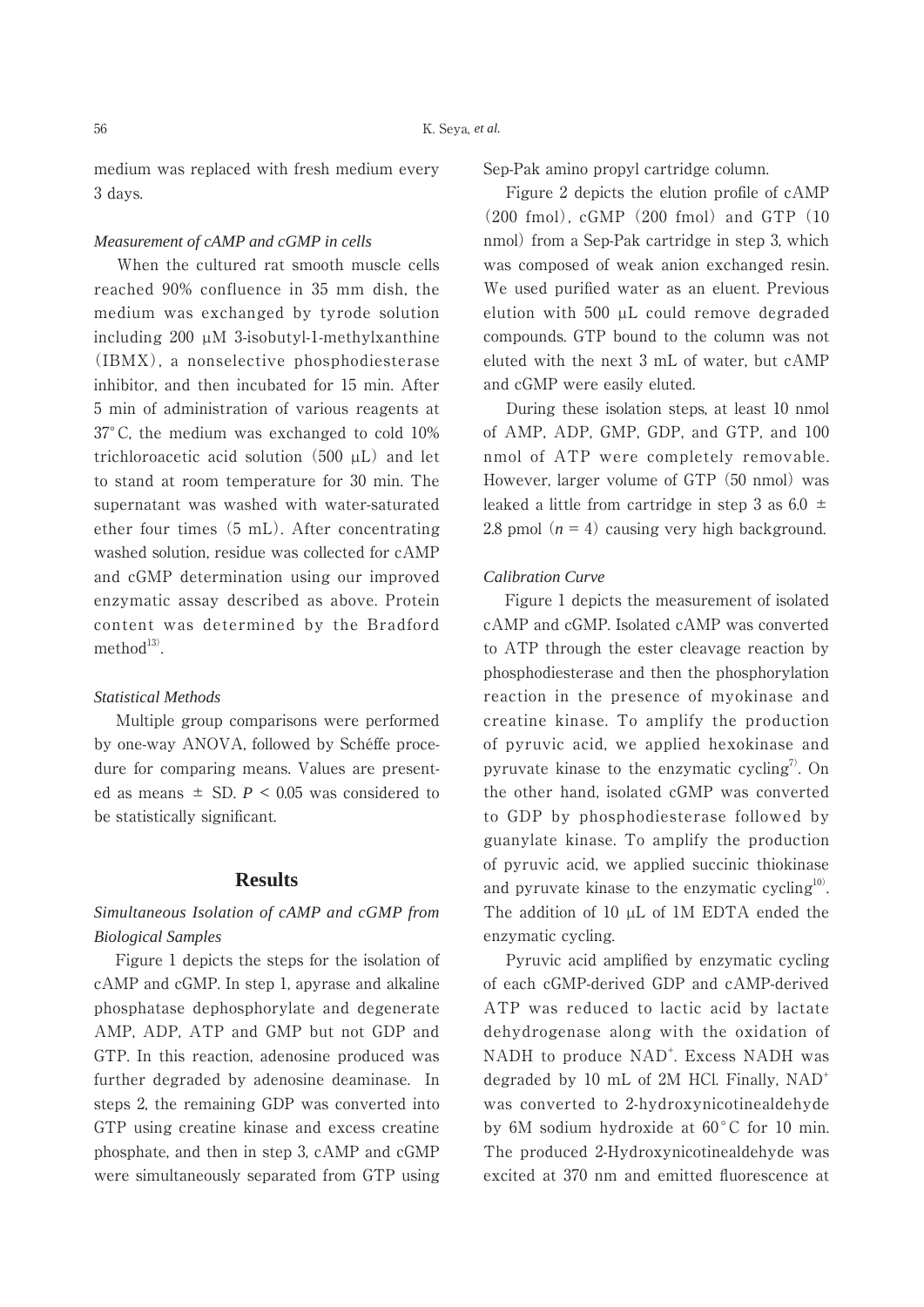medium was replaced with fresh medium every 3 days.

### *Measurement of cAMP and cGMP in cells*

When the cultured rat smooth muscle cells reached 90% confluence in 35 mm dish, the medium was exchanged by tyrode solution including 200 μM 3-isobutyl-1-methylxanthine (IBMX), a nonselective phosphodiesterase inhibitor, and then incubated for 15 min. After 5 min of administration of various reagents at 37° C, the medium was exchanged to cold 10% trichloroacetic acid solution (500 μL) and let to stand at room temperature for 30 min. The supernatant was washed with water-saturated ether four times (5 mL). After concentrating washed solution, residue was collected for cAMP and cGMP determination using our improved enzymatic assay described as above. Protein content was determined by the Bradford method[13].

### *Statistical Methods*

Multiple group comparisons were performed by one-way ANOVA, followed by Schéffe procedure for comparing means. Values are presented as means ± SD. $P < 0.05$ was considered to be statistically significant.

## Results

### *Simultaneous Isolation of cAMP and cGMP from Biological Samples*

Figure 1 depicts the steps for the isolation of cAMP and cGMP. In step 1, apyrase and alkaline phosphatase dephosphorylate and degenerate AMP, ADP, ATP and GMP but not GDP and GTP. In this reaction, adenosine produced was further degraded by adenosine deaminase. In steps 2, the remaining GDP was converted into GTP using creatine kinase and excess creatine phosphate, and then in step 3, cAMP and cGMP were simultaneously separated from GTP using Sep-Pak amino propyl cartridge column.

Figure 2 depicts the elution profile of cAMP (200 fmol), cGMP (200 fmol) and GTP (10 nmol) from a Sep-Pak cartridge in step 3, which was composed of weak anion exchanged resin. We used purified water as an eluent. Previous elution with 500 μL could remove degraded compounds. GTP bound to the column was not eluted with the next 3 mL of water, but cAMP and cGMP were easily eluted.

During these isolation steps, at least 10 nmol of AMP, ADP, GMP, GDP, and GTP, and 100 nmol of ATP were completely removable. However, larger volume of GTP (50 nmol) was leaked a little from cartridge in step 3 as 6.0 ± 2.8 pmol ($n = 4$) causing very high background.

### *Calibration Curve*

Figure 1 depicts the measurement of isolated cAMP and cGMP. Isolated cAMP was converted to ATP through the ester cleavage reaction by phosphodiesterase and then the phosphorylation reaction in the presence of myokinase and creatine kinase. To amplify the production of pyruvic acid, we applied hexokinase and pyruvate kinase to the enzymatic cycling[7]. On the other hand, isolated cGMP was converted to GDP by phosphodiesterase followed by guanylate kinase. To amplify the production of pyruvic acid, we applied succinic thiokinase and pyruvate kinase to the enzymatic cycling[10]. The addition of 10 μL of 1M EDTA ended the enzymatic cycling.

Pyruvic acid amplified by enzymatic cycling of each cGMP-derived GDP and cAMP-derived ATP was reduced to lactic acid by lactate dehydrogenase along with the oxidation of NADH to produce $NAD^+$. Excess NADH was degraded by 10 mL of 2M HCl. Finally, $NAD^+$ was converted to 2-hydroxynicotinealdehyde by 6M sodium hydroxide at 60° C for 10 min. The produced 2-Hydroxynicotinealdehyde was excited at 370 nm and emitted fluorescence at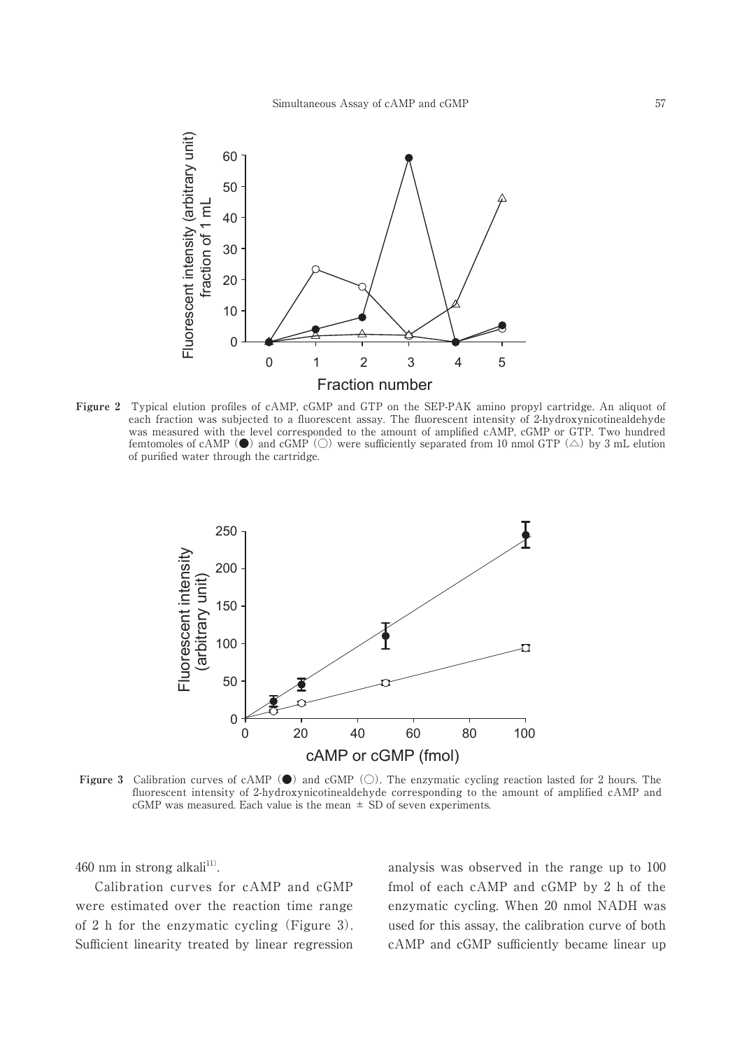**Figure 2** Typical elution profiles of cAMP, cGMP and GTP on the SEP-PAK amino propyl cartridge. An aliquot of each fraction was subjected to a fluorescent assay. The fluorescent intensity of 2-hydroxynicotinealdehyde was measured with the level corresponded to the amount of amplified cAMP, cGMP or GTP. Two hundred femtomoles of cAMP (●) and cGMP (○) were sufficiently separated from 10 nmol GTP (△) by 3 mL elution of purified water through the cartridge.

**Figure 3** Calibration curves of cAMP (●) and cGMP (○). The enzymatic cycling reaction lasted for 2 hours. The fluorescent intensity of 2-hydroxynicotinealdehyde corresponding to the amount of amplified cAMP and cGMP was measured. Each value is the mean ± SD of seven experiments.

460 nm in strong alkali[11].

Calibration curves for cAMP and cGMP were estimated over the reaction time range of 2 h for the enzymatic cycling (Figure 3). Sufficient linearity treated by linear regression analysis was observed in the range up to 100 fmol of each cAMP and cGMP by 2 h of the enzymatic cycling. When 20 nmol NADH was used for this assay, the calibration curve of both cAMP and cGMP sufficiently became linear up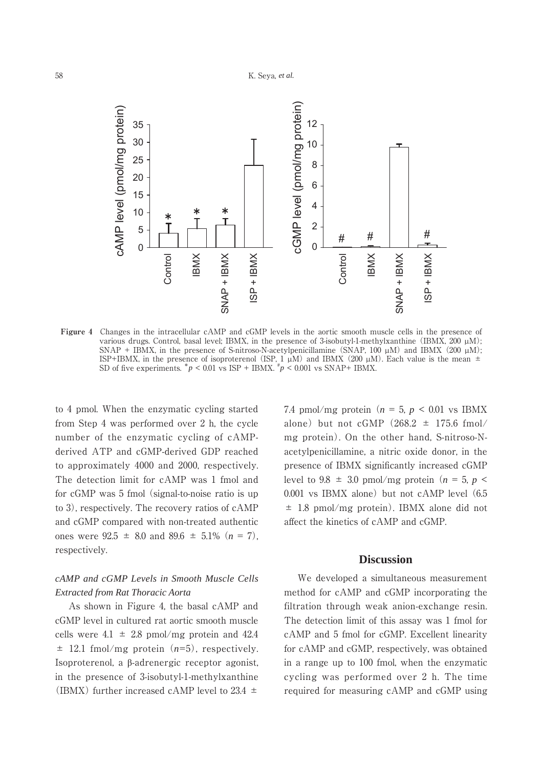**Figure 4** Changes in the intracellular cAMP and cGMP levels in the aortic smooth muscle cells in the presence of various drugs. Control, basal level; IBMX, in the presence of 3-isobutyl-1-methylxanthine (IBMX, 200 μM); SNAP + IBMX, in the presence of S-nitroso-N-acetylpenicillamine (SNAP, 100 μM) and IBMX (200 μM); ISP+IBMX, in the presence of isoproterenol (ISP, 1 μM) and IBMX (200 μM). Each value is the mean ± SD of five experiments. *$p < 0.01$ vs ISP + IBMX. #$p < 0.001$ vs SNAP+ IBMX.

to 4 pmol. When the enzymatic cycling started from Step 4 was performed over 2 h, the cycle number of the enzymatic cycling of cAMP-derived ATP and cGMP-derived GDP reached to approximately 4000 and 2000, respectively. The detection limit for cAMP was 1 fmol and for cGMP was 5 fmol (signal-to-noise ratio is up to 3), respectively. The recovery ratios of cAMP and cGMP compared with non-treated authentic ones were 92.5 ± 8.0 and 89.6 ± 5.1% ($n = 7$), respectively.

### *cAMP and cGMP Levels in Smooth Muscle Cells Extracted from Rat Thoracic Aorta*

As shown in Figure 4, the basal cAMP and cGMP level in cultured rat aortic smooth muscle cells were 4.1 ± 2.8 pmol/mg protein and 42.4 ± 12.1 fmol/mg protein ($n$=5), respectively. Isoproterenol, a β-adrenergic receptor agonist, in the presence of 3-isobutyl-1-methylxanthine (IBMX) further increased cAMP level to 23.4 ± 7.4 pmol/mg protein ($n = 5$, $p < 0.01$ vs IBMX alone) but not cGMP (268.2 ± 175.6 fmol/mg protein). On the other hand, S-nitroso-N-acetylpenicillamine, a nitric oxide donor, in the presence of IBMX significantly increased cGMP level to 9.8 ± 3.0 pmol/mg protein ($n = 5$, $p < 0.001$ vs IBMX alone) but not cAMP level (6.5 ± 1.8 pmol/mg protein). IBMX alone did not affect the kinetics of cAMP and cGMP.

## Discussion

We developed a simultaneous measurement method for cAMP and cGMP incorporating the filtration through weak anion-exchange resin. The detection limit of this assay was 1 fmol for cAMP and 5 fmol for cGMP. Excellent linearity for cAMP and cGMP, respectively, was obtained in a range up to 100 fmol, when the enzymatic cycling was performed over 2 h. The time required for measuring cAMP and cGMP using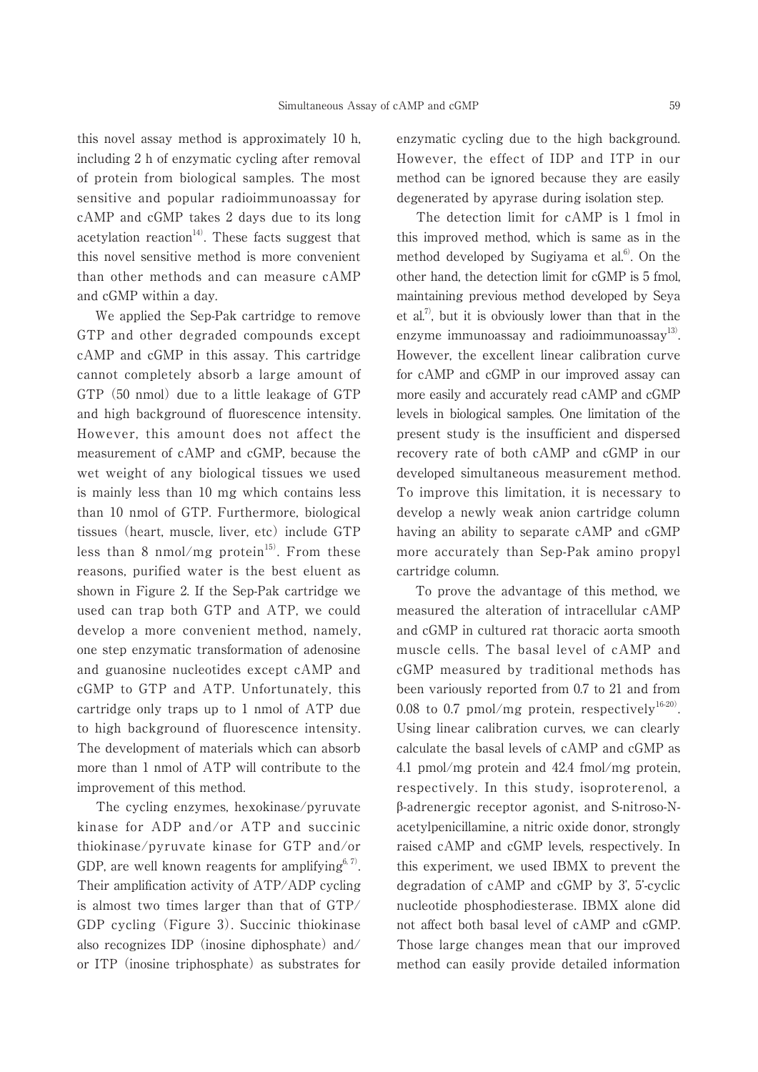this novel assay method is approximately 10 h, including 2 h of enzymatic cycling after removal of protein from biological samples. The most sensitive and popular radioimmunoassay for cAMP and cGMP takes 2 days due to its long acetylation reaction[14]. These facts suggest that this novel sensitive method is more convenient than other methods and can measure cAMP and cGMP within a day.

We applied the Sep-Pak cartridge to remove GTP and other degraded compounds except cAMP and cGMP in this assay. This cartridge cannot completely absorb a large amount of GTP (50 nmol) due to a little leakage of GTP and high background of fluorescence intensity. However, this amount does not affect the measurement of cAMP and cGMP, because the wet weight of any biological tissues we used is mainly less than 10 mg which contains less than 10 nmol of GTP. Furthermore, biological tissues (heart, muscle, liver, etc) include GTP less than 8 nmol/mg protein[15]. From these reasons, purified water is the best eluent as shown in Figure 2. If the Sep-Pak cartridge we used can trap both GTP and ATP, we could develop a more convenient method, namely, one step enzymatic transformation of adenosine and guanosine nucleotides except cAMP and cGMP to GTP and ATP. Unfortunately, this cartridge only traps up to 1 nmol of ATP due to high background of fluorescence intensity. The development of materials which can absorb more than 1 nmol of ATP will contribute to the improvement of this method.

The cycling enzymes, hexokinase/pyruvate kinase for ADP and/or ATP and succinic thiokinase/pyruvate kinase for GTP and/or GDP, are well known reagents for amplifying[6, 7]. Their amplification activity of ATP/ADP cycling is almost two times larger than that of GTP/GDP cycling (Figure 3). Succinic thiokinase also recognizes IDP (inosine diphosphate) and/or ITP (inosine triphosphate) as substrates for enzymatic cycling due to the high background. However, the effect of IDP and ITP in our method can be ignored because they are easily degenerated by apyrase during isolation step.

The detection limit for cAMP is 1 fmol in this improved method, which is same as in the method developed by Sugiyama et al.[6]. On the other hand, the detection limit for cGMP is 5 fmol, maintaining previous method developed by Seya et al.[7], but it is obviously lower than that in the enzyme immunoassay and radioimmunoassay[13]. However, the excellent linear calibration curve for cAMP and cGMP in our improved assay can more easily and accurately read cAMP and cGMP levels in biological samples. One limitation of the present study is the insufficient and dispersed recovery rate of both cAMP and cGMP in our developed simultaneous measurement method. To improve this limitation, it is necessary to develop a newly weak anion cartridge column having an ability to separate cAMP and cGMP more accurately than Sep-Pak amino propyl cartridge column.

To prove the advantage of this method, we measured the alteration of intracellular cAMP and cGMP in cultured rat thoracic aorta smooth muscle cells. The basal level of cAMP and cGMP measured by traditional methods has been variously reported from 0.7 to 21 and from 0.08 to 0.7 pmol/mg protein, respectively[16-20]. Using linear calibration curves, we can clearly calculate the basal levels of cAMP and cGMP as 4.1 pmol/mg protein and 42.4 fmol/mg protein, respectively. In this study, isoproterenol, a β-adrenergic receptor agonist, and S-nitroso-N-acetylpenicillamine, a nitric oxide donor, strongly raised cAMP and cGMP levels, respectively. In this experiment, we used IBMX to prevent the degradation of cAMP and cGMP by 3', 5'-cyclic nucleotide phosphodiesterase. IBMX alone did not affect both basal level of cAMP and cGMP. Those large changes mean that our improved method can easily provide detailed information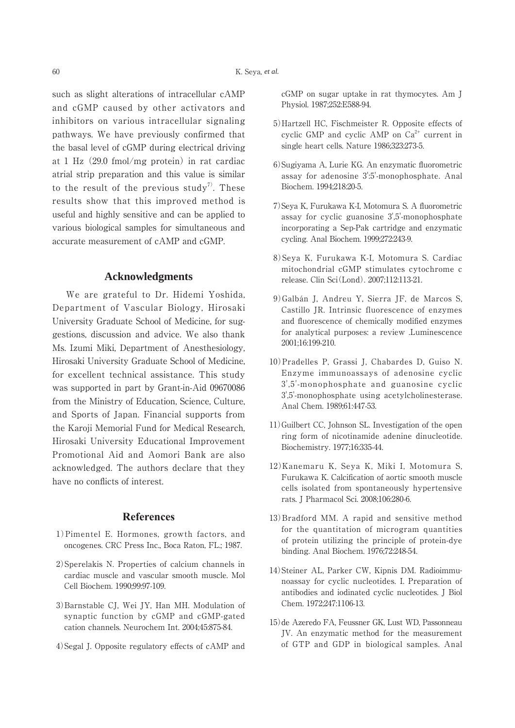such as slight alterations of intracellular cAMP and cGMP caused by other activators and inhibitors on various intracellular signaling pathways. We have previously confirmed that the basal level of cGMP during electrical driving at 1 Hz (29.0 fmol/mg protein) in rat cardiac atrial strip preparation and this value is similar to the result of the previous study[7]. These results show that this improved method is useful and highly sensitive and can be applied to various biological samples for simultaneous and accurate measurement of cAMP and cGMP.

## Acknowledgments

We are grateful to Dr. Hidemi Yoshida, Department of Vascular Biology, Hirosaki University Graduate School of Medicine, for suggestions, discussion and advice. We also thank Ms. Izumi Miki, Department of Anesthesiology, Hirosaki University Graduate School of Medicine, for excellent technical assistance. This study was supported in part by Grant-in-Aid 09670086 from the Ministry of Education, Science, Culture, and Sports of Japan. Financial supports from the Karoji Memorial Fund for Medical Research, Hirosaki University Educational Improvement Promotional Aid and Aomori Bank are also acknowledged. The authors declare that they have no conflicts of interest.

## References

1) Pimentel E. Hormones, growth factors, and oncogenes. CRC Press Inc., Boca Raton, FL.; 1987.

2) Sperelakis N. Properties of calcium channels in cardiac muscle and vascular smooth muscle. Mol Cell Biochem. 1990;99:97-109.

3) Barnstable CJ, Wei JY, Han MH. Modulation of synaptic function by cGMP and cGMP-gated cation channels. Neurochem Int. 2004;45:875-84.

4) Segal J. Opposite regulatory effects of cAMP and cGMP on sugar uptake in rat thymocytes. Am J Physiol. 1987;252:E588-94.

5) Hartzell HC, Fischmeister R. Opposite effects of cyclic GMP and cyclic AMP on $Ca^{2+}$ current in single heart cells. Nature 1986;323:273-5.

6) Sugiyama A, Lurie KG. An enzymatic fluorometric assay for adenosine 3':5'-monophosphate. Anal Biochem. 1994;218:20-5.

7) Seya K, Furukawa K-I, Motomura S. A fluorometric assay for cyclic guanosine 3',5'-monophosphate incorporating a Sep-Pak cartridge and enzymatic cycling. Anal Biochem. 1999;272:243-9.

8) Seya K, Furukawa K-I, Motomura S. Cardiac mitochondrial cGMP stimulates cytochrome c release. Clin Sci (Lond). 2007;112:113-21.

9) Galbán J, Andreu Y, Sierra JF, de Marcos S, Castillo JR. Intrinsic fluorescence of enzymes and fluorescence of chemically modified enzymes for analytical purposes: a review .Luminescence 2001;16:199-210.

10) Pradelles P, Grassi J, Chabardes D, Guiso N. Enzyme immunoassays of adenosine cyclic 3',5'-monophosphate and guanosine cyclic 3',5'-monophosphate using acetylcholinesterase. Anal Chem. 1989;61:447-53.

11) Guilbert CC, Johnson SL. Investigation of the open ring form of nicotinamide adenine dinucleotide. Biochemistry. 1977;16:335-44.

12) Kanemaru K, Seya K, Miki I, Motomura S, Furukawa K. Calcification of aortic smooth muscle cells isolated from spontaneously hypertensive rats. J Pharmacol Sci. 2008;106:280-6.

13) Bradford MM. A rapid and sensitive method for the quantitation of microgram quantities of protein utilizing the principle of protein-dye binding. Anal Biochem. 1976;72:248-54.

14) Steiner AL, Parker CW, Kipnis DM. Radioimmunoassay for cyclic nucleotides. I. Preparation of antibodies and iodinated cyclic nucleotides. J Biol Chem. 1972;247:1106-13.

15) de Azeredo FA, Feussner GK, Lust WD, Passonneau JV. An enzymatic method for the measurement of GTP and GDP in biological samples. Anal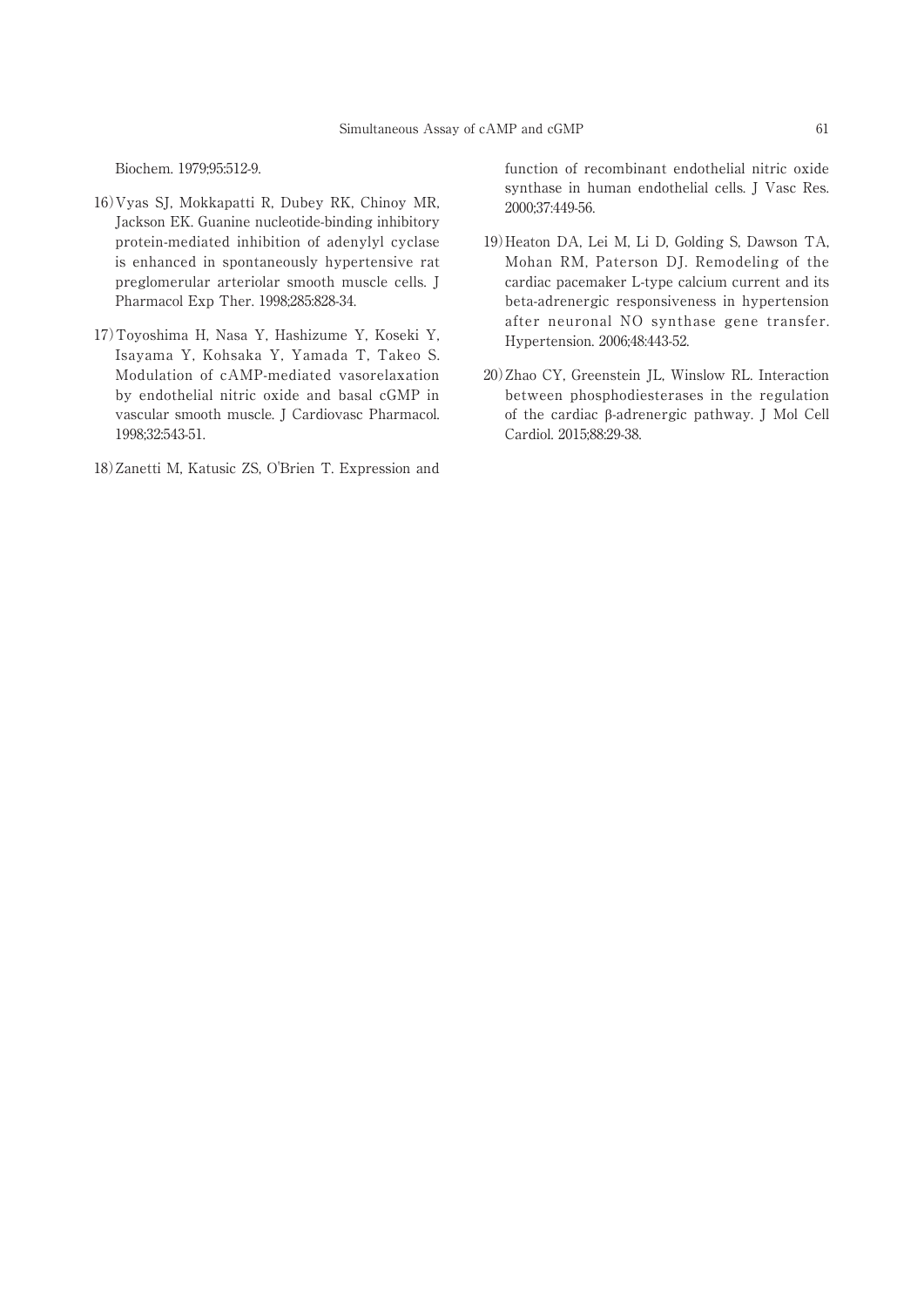Biochem. 1979;95:512-9.

16) Vyas SJ, Mokkapatti R, Dubey RK, Chinoy MR, Jackson EK. Guanine nucleotide-binding inhibitory protein-mediated inhibition of adenylyl cyclase is enhanced in spontaneously hypertensive rat preglomerular arteriolar smooth muscle cells. J Pharmacol Exp Ther. 1998;285:828-34.

17) Toyoshima H, Nasa Y, Hashizume Y, Koseki Y, Isayama Y, Kohsaka Y, Yamada T, Takeo S. Modulation of cAMP-mediated vasorelaxation by endothelial nitric oxide and basal cGMP in vascular smooth muscle. J Cardiovasc Pharmacol. 1998;32:543-51.

18) Zanetti M, Katusic ZS, O'Brien T. Expression and function of recombinant endothelial nitric oxide synthase in human endothelial cells. J Vasc Res. 2000;37:449-56.

19) Heaton DA, Lei M, Li D, Golding S, Dawson TA, Mohan RM, Paterson DJ. Remodeling of the cardiac pacemaker L-type calcium current and its beta-adrenergic responsiveness in hypertension after neuronal NO synthase gene transfer. Hypertension. 2006;48:443-52.

20) Zhao CY, Greenstein JL, Winslow RL. Interaction between phosphodiesterases in the regulation of the cardiac β-adrenergic pathway. J Mol Cell Cardiol. 2015;88:29-38.